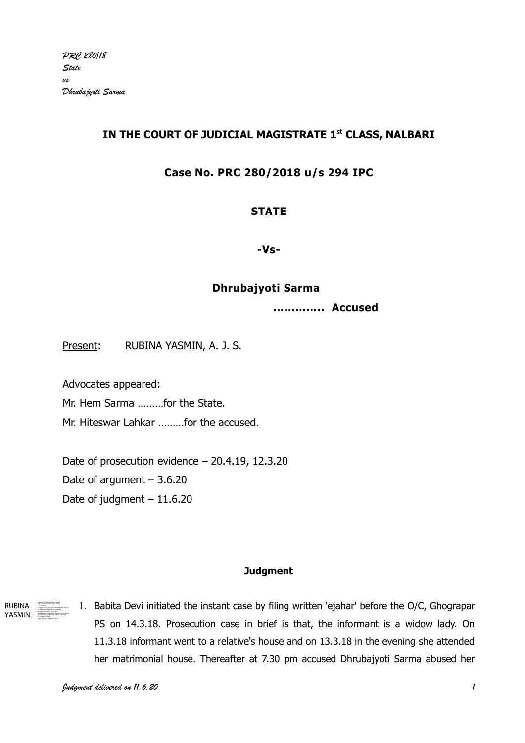PRC 280/18
State
vs
Dhrubajyoti Sarma

**IN THE COURT OF JUDICIAL MAGISTRATE 1st CLASS, NALBARI**

**Case No. PRC 280/2018 u/s 294 IPC**

**STATE**

**-Vs-**

**Dhrubajyoti Sarma**

**…………. Accused**

Present: RUBINA YASMIN, A. J. S.

Advocates appeared:
Mr. Hem Sarma ………for the State.
Mr. Hiteswar Lahkar ………for the accused.

Date of prosecution evidence – 20.4.19, 12.3.20
Date of argument – 3.6.20
Date of judgment – 11.6.20

**Judgment**

1. Babita Devi initiated the instant case by filing written 'ejahar' before the O/C, Ghograpar PS on 14.3.18. Prosecution case in brief is that, the informant is a widow lady. On 11.3.18 informant went to a relative's house and on 13.3.18 in the evening she attended her matrimonial house. Thereafter at 7.30 pm accused Dhrubajyoti Sarma abused her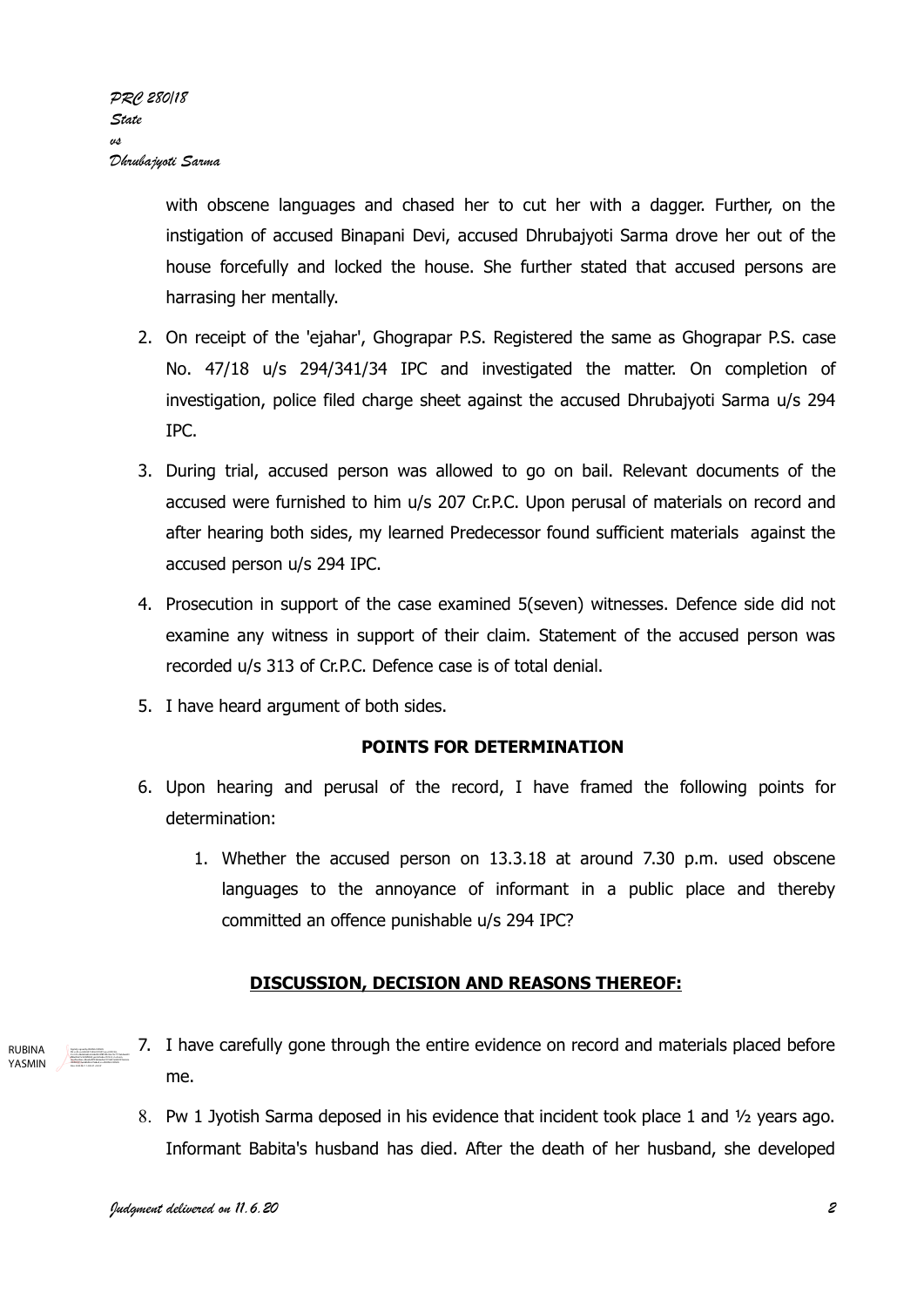with obscene languages and chased her to cut her with a dagger. Further, on the instigation of accused Binapani Devi, accused Dhrubajyoti Sarma drove her out of the house forcefully and locked the house. She further stated that accused persons are harrasing her mentally.

2. On receipt of the 'ejahar', Ghograpar P.S. Registered the same as Ghograpar P.S. case No. 47/18 u/s 294/341/34 IPC and investigated the matter. On completion of investigation, police filed charge sheet against the accused Dhrubajyoti Sarma u/s 294 IPC.

3. During trial, accused person was allowed to go on bail. Relevant documents of the accused were furnished to him u/s 207 Cr.P.C. Upon perusal of materials on record and after hearing both sides, my learned Predecessor found sufficient materials against the accused person u/s 294 IPC.

4. Prosecution in support of the case examined 5(seven) witnesses. Defence side did not examine any witness in support of their claim. Statement of the accused person was recorded u/s 313 of Cr.P.C. Defence case is of total denial.

5. I have heard argument of both sides.

**POINTS FOR DETERMINATION**

6. Upon hearing and perusal of the record, I have framed the following points for determination:

   1. Whether the accused person on 13.3.18 at around 7.30 p.m. used obscene languages to the annoyance of informant in a public place and thereby committed an offence punishable u/s 294 IPC?

**DISCUSSION, DECISION AND REASONS THEREOF:**

7. I have carefully gone through the entire evidence on record and materials placed before me.

8. Pw 1 Jyotish Sarma deposed in his evidence that incident took place 1 and ½ years ago. Informant Babita's husband has died. After the death of her husband, she developed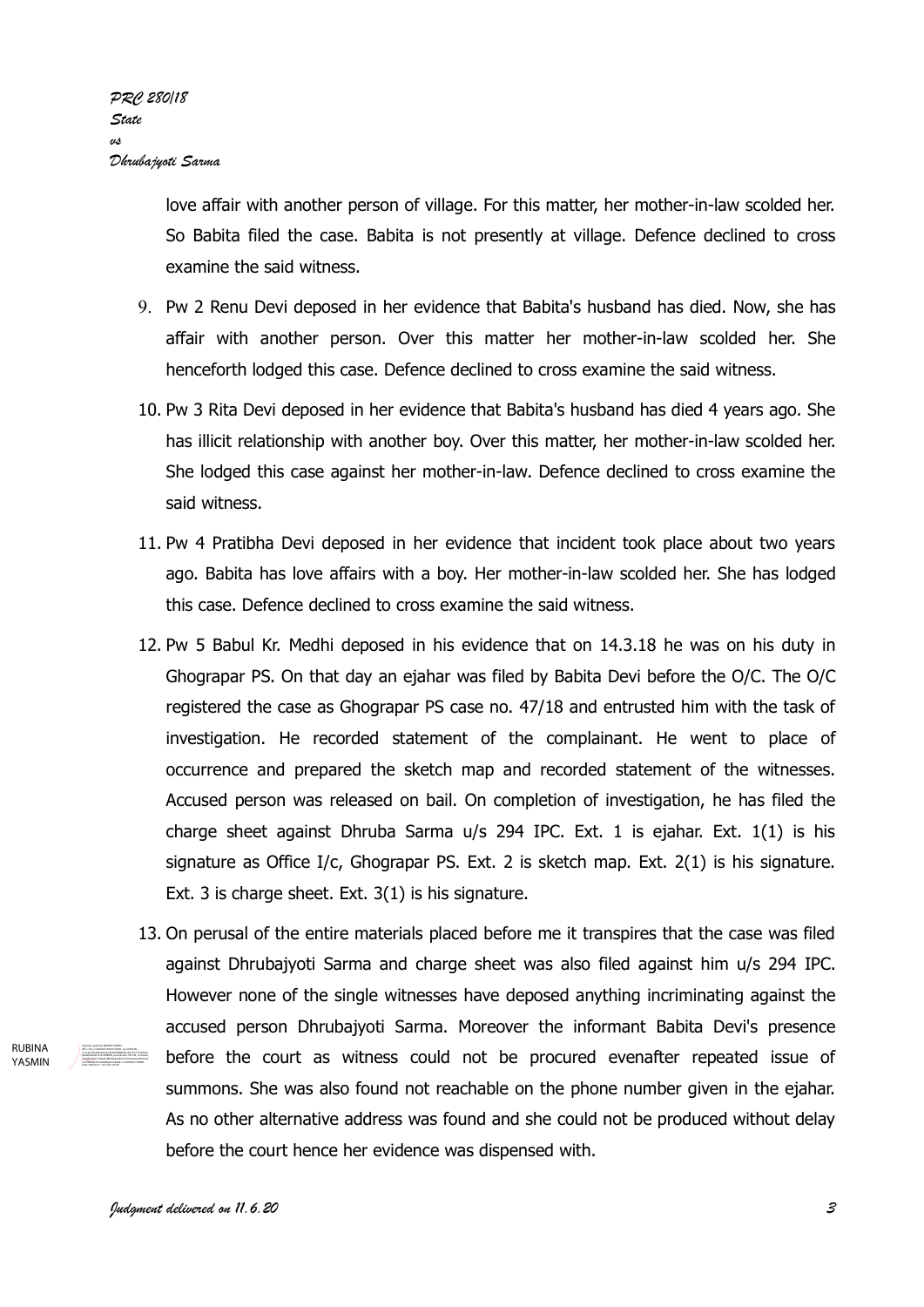love affair with another person of village. For this matter, her mother-in-law scolded her. So Babita filed the case. Babita is not presently at village. Defence declined to cross examine the said witness.

9. Pw 2 Renu Devi deposed in her evidence that Babita's husband has died. Now, she has affair with another person. Over this matter her mother-in-law scolded her. She henceforth lodged this case. Defence declined to cross examine the said witness.

10. Pw 3 Rita Devi deposed in her evidence that Babita's husband has died 4 years ago. She has illicit relationship with another boy. Over this matter, her mother-in-law scolded her. She lodged this case against her mother-in-law. Defence declined to cross examine the said witness.

11. Pw 4 Pratibha Devi deposed in her evidence that incident took place about two years ago. Babita has love affairs with a boy. Her mother-in-law scolded her. She has lodged this case. Defence declined to cross examine the said witness.

12. Pw 5 Babul Kr. Medhi deposed in his evidence that on 14.3.18 he was on his duty in Ghograpar PS. On that day an ejahar was filed by Babita Devi before the O/C. The O/C registered the case as Ghograpar PS case no. 47/18 and entrusted him with the task of investigation. He recorded statement of the complainant. He went to place of occurrence and prepared the sketch map and recorded statement of the witnesses. Accused person was released on bail. On completion of investigation, he has filed the charge sheet against Dhruba Sarma u/s 294 IPC. Ext. 1 is ejahar. Ext. 1(1) is his signature as Office I/c, Ghograpar PS. Ext. 2 is sketch map. Ext. 2(1) is his signature. Ext. 3 is charge sheet. Ext. 3(1) is his signature.

13. On perusal of the entire materials placed before me it transpires that the case was filed against Dhrubajyoti Sarma and charge sheet was also filed against him u/s 294 IPC. However none of the single witnesses have deposed anything incriminating against the accused person Dhrubajyoti Sarma. Moreover the informant Babita Devi's presence before the court as witness could not be procured evenafter repeated issue of summons. She was also found not reachable on the phone number given in the ejahar. As no other alternative address was found and she could not be produced without delay before the court hence her evidence was dispensed with.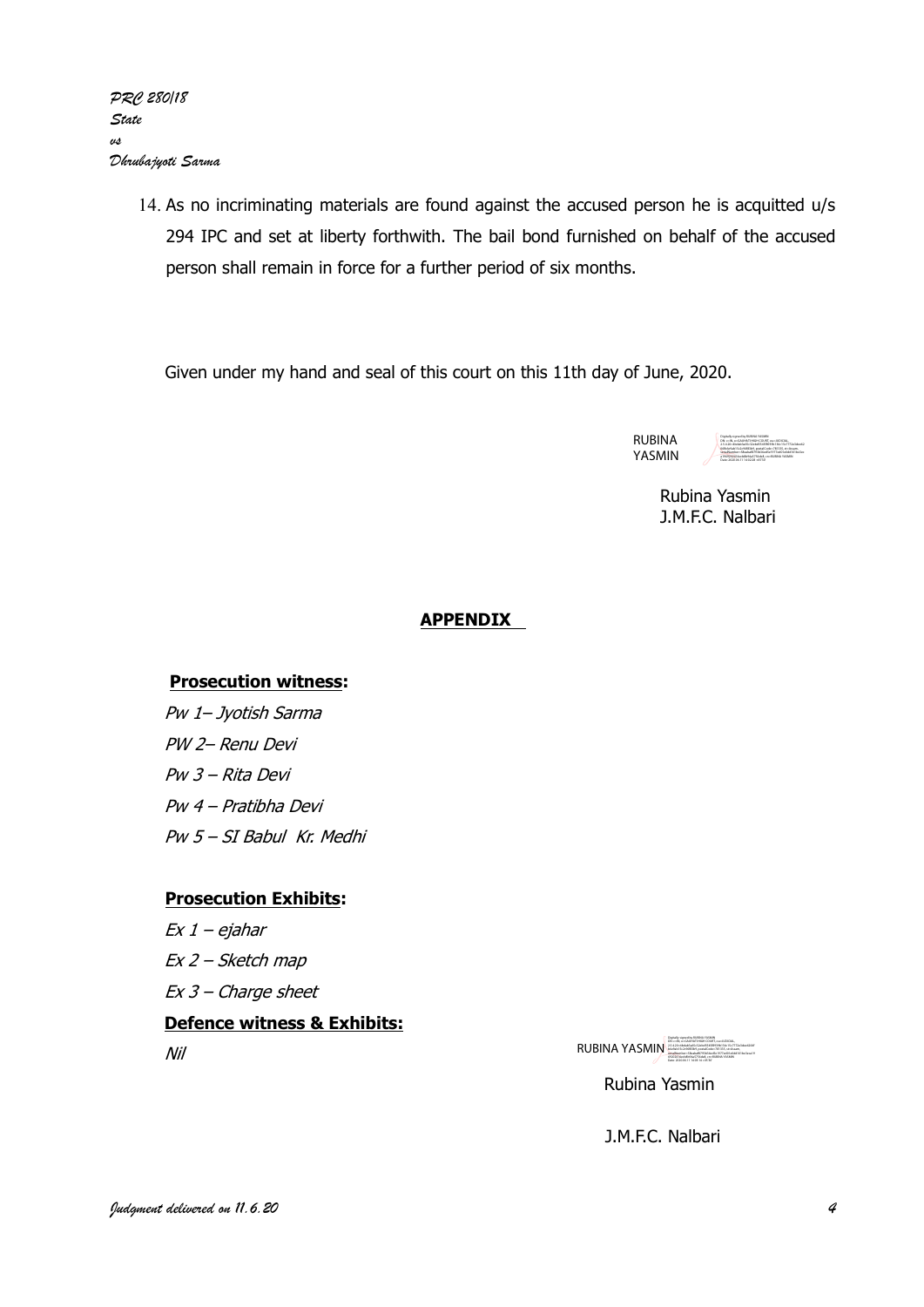14. As no incriminating materials are found against the accused person he is acquitted u/s 294 IPC and set at liberty forthwith. The bail bond furnished on behalf of the accused person shall remain in force for a further period of six months.

Given under my hand and seal of this court on this 11th day of June, 2020.

RUBINA YASMIN

Rubina Yasmin
J.M.F.C. Nalbari

## APPENDIX

**Prosecution witness:**

*Pw 1– Jyotish Sarma*

*PW 2– Renu Devi*

*Pw 3 – Rita Devi*

*Pw 4 – Pratibha Devi*

*Pw 5 – SI Babul Kr. Medhi*

**Prosecution Exhibits:**

*Ex 1 – ejahar*

*Ex 2 – Sketch map*

*Ex 3 – Charge sheet*

**Defence witness & Exhibits:**

*Nil*

RUBINA YASMIN

Rubina Yasmin

J.M.F.C. Nalbari